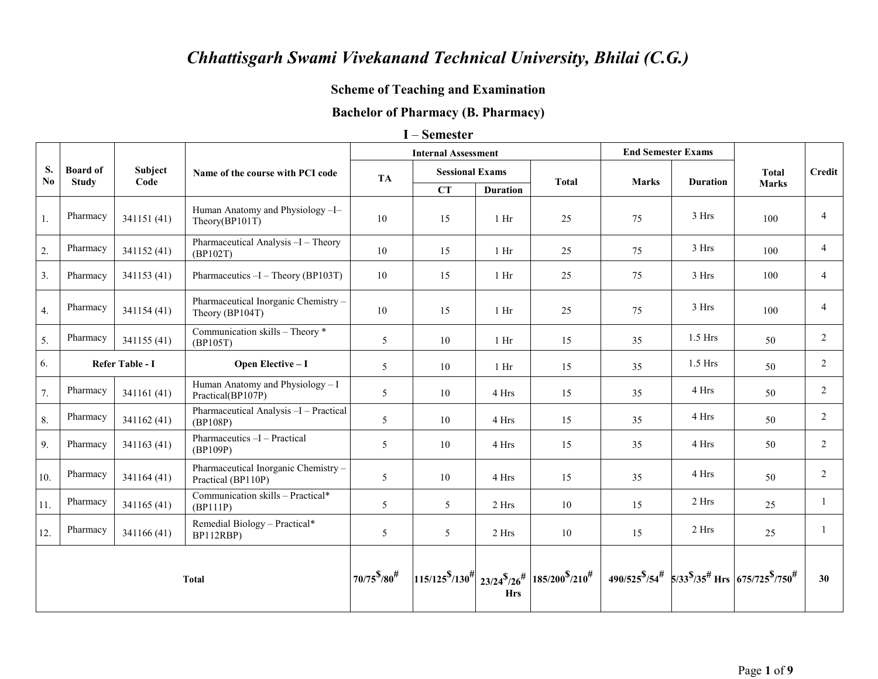# *Chhattisgarh Swami Vivekanand Technical University, Bhilai (C.G.)*

## Scheme of Teaching and Examination

## Bachelor of Pharmacy (B. Pharmacy)

### I – Semester

| S. No | Board of Study | Subject Code | Name of the course with PCI code | Internal Assessment | | | | End Semester Exams | | Total Marks | Credit |
|---|---|---|---|---|---|---|---|---|---|---|---|
| | | | | TA | Sessional Exams | | Total | Marks | Duration | | |
| | | | | | CT | Duration | | | | | |
| 1. | Pharmacy | 341151 (41) | Human Anatomy and Physiology –I– Theory(BP101T) | 10 | 15 | 1 Hr | 25 | 75 | 3 Hrs | 100 | 4 |
| 2. | Pharmacy | 341152 (41) | Pharmaceutical Analysis –I – Theory (BP102T) | 10 | 15 | 1 Hr | 25 | 75 | 3 Hrs | 100 | 4 |
| 3. | Pharmacy | 341153 (41) | Pharmaceutics –I – Theory (BP103T) | 10 | 15 | 1 Hr | 25 | 75 | 3 Hrs | 100 | 4 |
| 4. | Pharmacy | 341154 (41) | Pharmaceutical Inorganic Chemistry – Theory (BP104T) | 10 | 15 | 1 Hr | 25 | 75 | 3 Hrs | 100 | 4 |
| 5. | Pharmacy | 341155 (41) | Communication skills – Theory * (BP105T) | 5 | 10 | 1 Hr | 15 | 35 | 1.5 Hrs | 50 | 2 |
| 6. | **Refer Table - I** | | **Open Elective – I** | 5 | 10 | 1 Hr | 15 | 35 | 1.5 Hrs | 50 | 2 |
| 7. | Pharmacy | 341161 (41) | Human Anatomy and Physiology – I Practical(BP107P) | 5 | 10 | 4 Hrs | 15 | 35 | 4 Hrs | 50 | 2 |
| 8. | Pharmacy | 341162 (41) | Pharmaceutical Analysis –I – Practical (BP108P) | 5 | 10 | 4 Hrs | 15 | 35 | 4 Hrs | 50 | 2 |
| 9. | Pharmacy | 341163 (41) | Pharmaceutics –I – Practical (BP109P) | 5 | 10 | 4 Hrs | 15 | 35 | 4 Hrs | 50 | 2 |
| 10. | Pharmacy | 341164 (41) | Pharmaceutical Inorganic Chemistry – Practical (BP110P) | 5 | 10 | 4 Hrs | 15 | 35 | 4 Hrs | 50 | 2 |
| 11. | Pharmacy | 341165 (41) | Communication skills – Practical* (BP111P) | 5 | 5 | 2 Hrs | 10 | 15 | 2 Hrs | 25 | 1 |
| 12. | Pharmacy | 341166 (41) | Remedial Biology – Practical* BP112RBP) | 5 | 5 | 2 Hrs | 10 | 15 | 2 Hrs | 25 | 1 |
| **Total** | | | | **70/75$^{\$}$/80$^{\#}$** | **115/125$^{\$}$/130$^{\#}$** | **23/24$^{\$}$/26$^{\#}$ Hrs** | **185/200$^{\$}$/210$^{\#}$** | **490/525$^{\$}$/54$^{\#}$** | **5/33$^{\$}$/35$^{\#}$ Hrs** | **675/725$^{\$}$/750$^{\#}$** | **30** |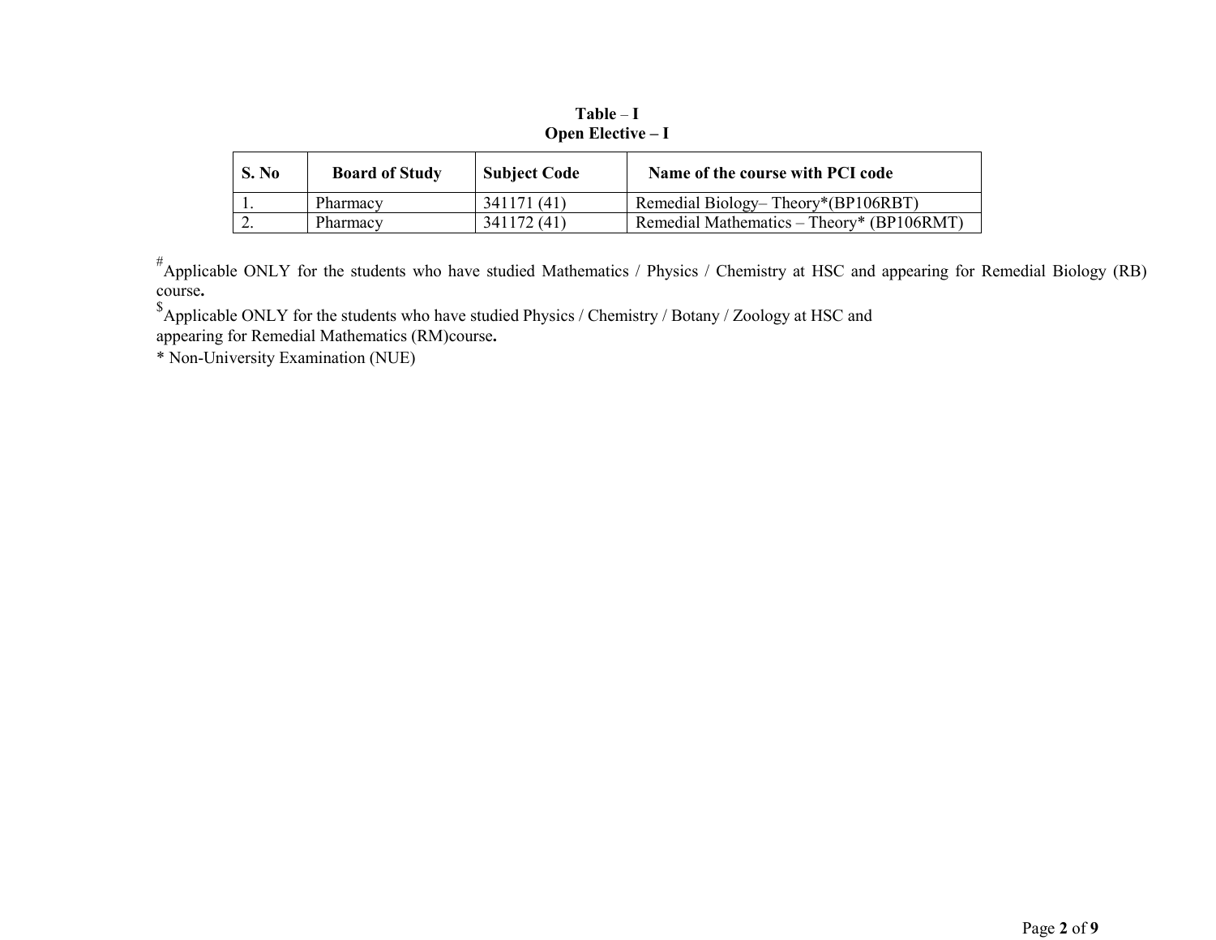**Table – I**
**Open Elective – I**

| S. No | Board of Study | Subject Code | Name of the course with PCI code |
|---|---|---|---|
| 1. | Pharmacy | 341171 (41) | Remedial Biology– Theory*(BP106RBT) |
| 2. | Pharmacy | 341172 (41) | Remedial Mathematics – Theory* (BP106RMT) |

[#]Applicable ONLY for the students who have studied Mathematics / Physics / Chemistry at HSC and appearing for Remedial Biology (RB) course**.**

[$]Applicable ONLY for the students who have studied Physics / Chemistry / Botany / Zoology at HSC and appearing for Remedial Mathematics (RM)course**.**

* Non-University Examination (NUE)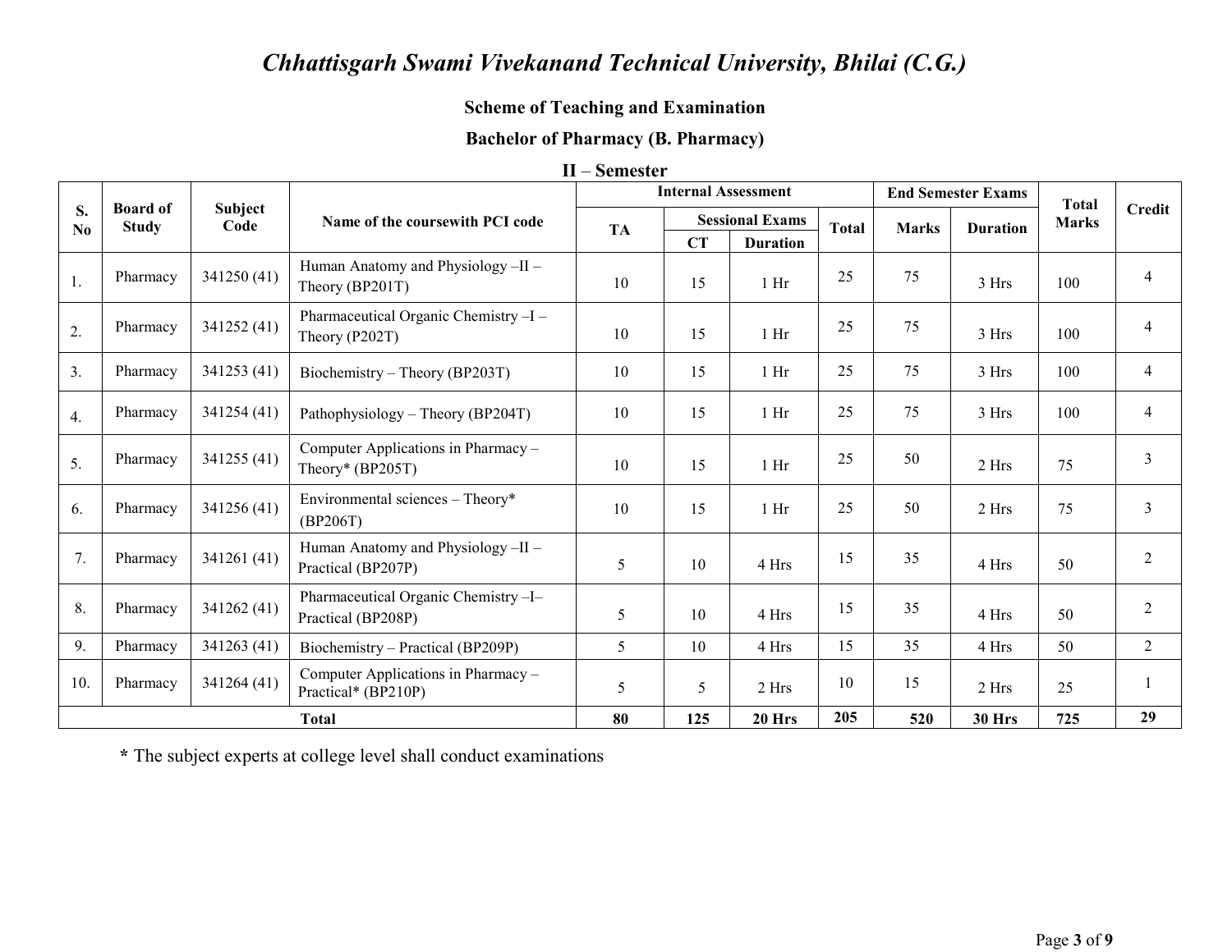# *Chhattisgarh Swami Vivekanand Technical University, Bhilai (C.G.)*

**Scheme of Teaching and Examination**

**Bachelor of Pharmacy (B. Pharmacy)**

**II – Semester**

| S. No | Board of Study | Subject Code | Name of the coursewith PCI code | Internal Assessment | | | | End Semester Exams | | Total Marks | Credit |
|---|---|---|---|---|---|---|---|---|---|---|---|
| | | | | TA | Sessional Exams | | Total | Marks | Duration | | |
| | | | | | CT | Duration | | | | | |
| 1. | Pharmacy | 341250 (41) | Human Anatomy and Physiology –II – Theory (BP201T) | 10 | 15 | 1 Hr | 25 | 75 | 3 Hrs | 100 | 4 |
| 2. | Pharmacy | 341252 (41) | Pharmaceutical Organic Chemistry –I – Theory (P202T) | 10 | 15 | 1 Hr | 25 | 75 | 3 Hrs | 100 | 4 |
| 3. | Pharmacy | 341253 (41) | Biochemistry – Theory (BP203T) | 10 | 15 | 1 Hr | 25 | 75 | 3 Hrs | 100 | 4 |
| 4. | Pharmacy | 341254 (41) | Pathophysiology – Theory (BP204T) | 10 | 15 | 1 Hr | 25 | 75 | 3 Hrs | 100 | 4 |
| 5. | Pharmacy | 341255 (41) | Computer Applications in Pharmacy – Theory* (BP205T) | 10 | 15 | 1 Hr | 25 | 50 | 2 Hrs | 75 | 3 |
| 6. | Pharmacy | 341256 (41) | Environmental sciences – Theory* (BP206T) | 10 | 15 | 1 Hr | 25 | 50 | 2 Hrs | 75 | 3 |
| 7. | Pharmacy | 341261 (41) | Human Anatomy and Physiology –II – Practical (BP207P) | 5 | 10 | 4 Hrs | 15 | 35 | 4 Hrs | 50 | 2 |
| 8. | Pharmacy | 341262 (41) | Pharmaceutical Organic Chemistry –I– Practical (BP208P) | 5 | 10 | 4 Hrs | 15 | 35 | 4 Hrs | 50 | 2 |
| 9. | Pharmacy | 341263 (41) | Biochemistry – Practical (BP209P) | 5 | 10 | 4 Hrs | 15 | 35 | 4 Hrs | 50 | 2 |
| 10. | Pharmacy | 341264 (41) | Computer Applications in Pharmacy – Practical* (BP210P) | 5 | 5 | 2 Hrs | 10 | 15 | 2 Hrs | 25 | 1 |
| **Total** | | | | **80** | **125** | **20 Hrs** | **205** | **520** | **30 Hrs** | **725** | **29** |

**\*** The subject experts at college level shall conduct examinations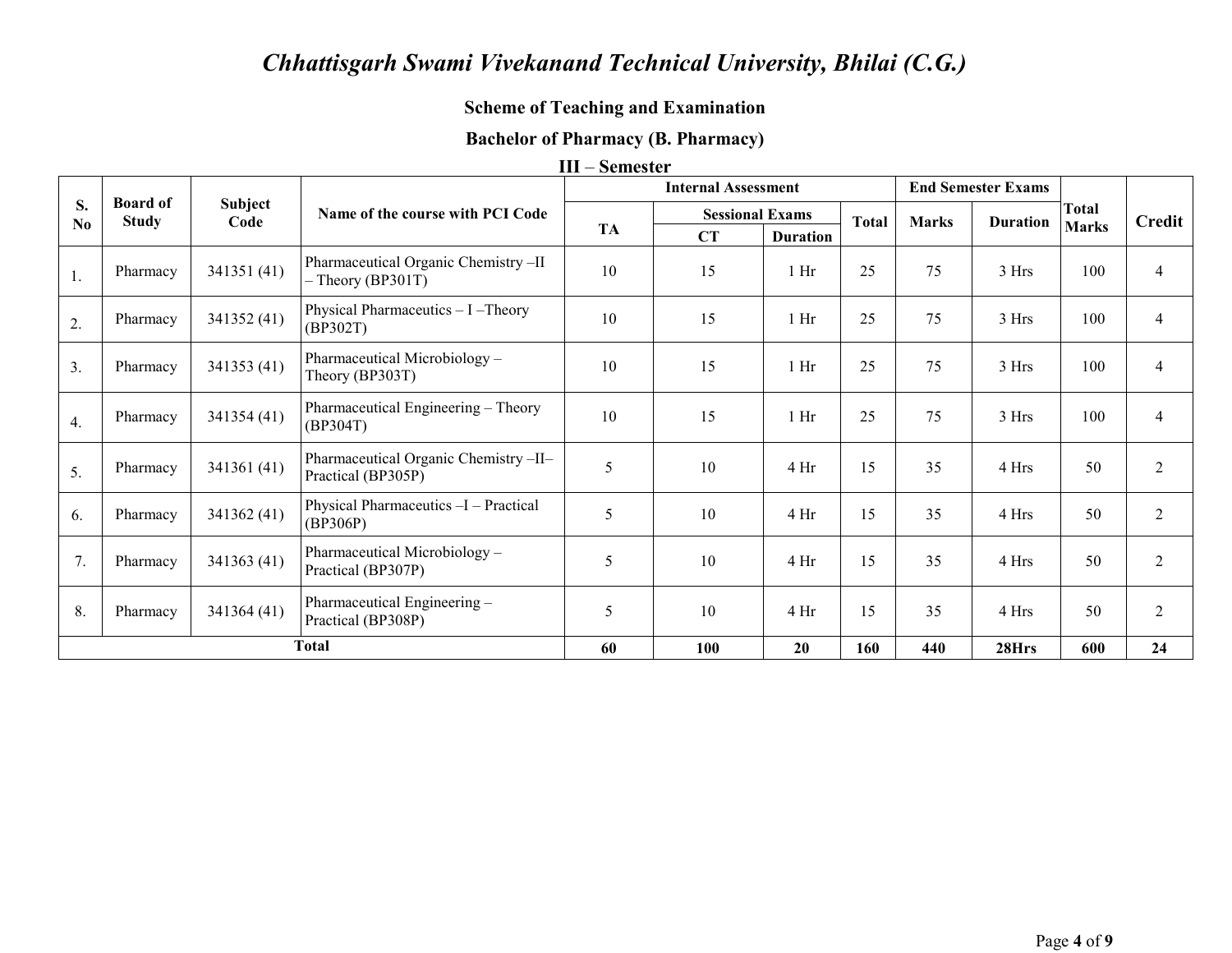# *Chhattisgarh Swami Vivekanand Technical University, Bhilai (C.G.)*

**Scheme of Teaching and Examination**

**Bachelor of Pharmacy (B. Pharmacy)**

**III – Semester**

| S. No | Board of Study | Subject Code | Name of the course with PCI Code | Internal Assessment | | | | End Semester Exams | | Total Marks | Credit |
|---|---|---|---|---|---|---|---|---|---|---|---|
| | | | | TA | Sessional Exams | | Total | Marks | Duration | | |
| | | | | | CT | Duration | | | | | |
| 1. | Pharmacy | 341351 (41) | Pharmaceutical Organic Chemistry –II – Theory (BP301T) | 10 | 15 | 1 Hr | 25 | 75 | 3 Hrs | 100 | 4 |
| 2. | Pharmacy | 341352 (41) | Physical Pharmaceutics – I –Theory (BP302T) | 10 | 15 | 1 Hr | 25 | 75 | 3 Hrs | 100 | 4 |
| 3. | Pharmacy | 341353 (41) | Pharmaceutical Microbiology – Theory (BP303T) | 10 | 15 | 1 Hr | 25 | 75 | 3 Hrs | 100 | 4 |
| 4. | Pharmacy | 341354 (41) | Pharmaceutical Engineering – Theory (BP304T) | 10 | 15 | 1 Hr | 25 | 75 | 3 Hrs | 100 | 4 |
| 5. | Pharmacy | 341361 (41) | Pharmaceutical Organic Chemistry –II– Practical (BP305P) | 5 | 10 | 4 Hr | 15 | 35 | 4 Hrs | 50 | 2 |
| 6. | Pharmacy | 341362 (41) | Physical Pharmaceutics –I – Practical (BP306P) | 5 | 10 | 4 Hr | 15 | 35 | 4 Hrs | 50 | 2 |
| 7. | Pharmacy | 341363 (41) | Pharmaceutical Microbiology – Practical (BP307P) | 5 | 10 | 4 Hr | 15 | 35 | 4 Hrs | 50 | 2 |
| 8. | Pharmacy | 341364 (41) | Pharmaceutical Engineering – Practical (BP308P) | 5 | 10 | 4 Hr | 15 | 35 | 4 Hrs | 50 | 2 |
| **Total** | | | | **60** | **100** | **20** | **160** | **440** | **28Hrs** | **600** | **24** |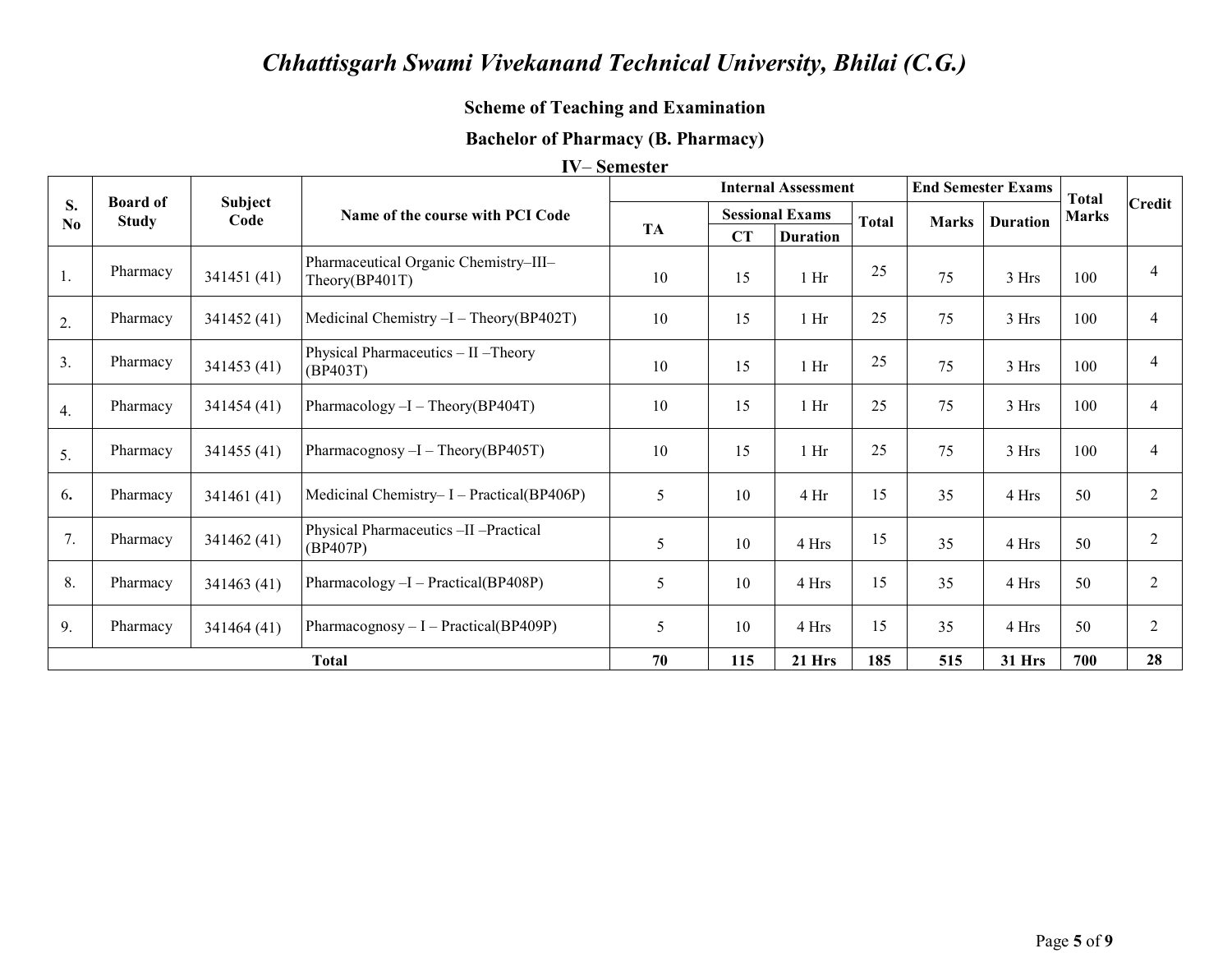# *Chhattisgarh Swami Vivekanand Technical University, Bhilai (C.G.)*

**Scheme of Teaching and Examination**

**Bachelor of Pharmacy (B. Pharmacy)**

**IV– Semester**

| S. No | Board of Study | Subject Code | Name of the course with PCI Code | Internal Assessment | | | | End Semester Exams | | Total Marks | Credit |
|---|---|---|---|---|---|---|---|---|---|---|---|
| | | | | TA | Sessional Exams | | Total | Marks | Duration | | |
| | | | | | CT | Duration | | | | | |
| 1. | Pharmacy | 341451 (41) | Pharmaceutical Organic Chemistry–III–Theory(BP401T) | 10 | 15 | 1 Hr | 25 | 75 | 3 Hrs | 100 | 4 |
| 2. | Pharmacy | 341452 (41) | Medicinal Chemistry –I – Theory(BP402T) | 10 | 15 | 1 Hr | 25 | 75 | 3 Hrs | 100 | 4 |
| 3. | Pharmacy | 341453 (41) | Physical Pharmaceutics – II –Theory (BP403T) | 10 | 15 | 1 Hr | 25 | 75 | 3 Hrs | 100 | 4 |
| 4. | Pharmacy | 341454 (41) | Pharmacology –I – Theory(BP404T) | 10 | 15 | 1 Hr | 25 | 75 | 3 Hrs | 100 | 4 |
| 5. | Pharmacy | 341455 (41) | Pharmacognosy –I – Theory(BP405T) | 10 | 15 | 1 Hr | 25 | 75 | 3 Hrs | 100 | 4 |
| 6. | Pharmacy | 341461 (41) | Medicinal Chemistry– I – Practical(BP406P) | 5 | 10 | 4 Hr | 15 | 35 | 4 Hrs | 50 | 2 |
| 7. | Pharmacy | 341462 (41) | Physical Pharmaceutics –II –Practical (BP407P) | 5 | 10 | 4 Hrs | 15 | 35 | 4 Hrs | 50 | 2 |
| 8. | Pharmacy | 341463 (41) | Pharmacology –I – Practical(BP408P) | 5 | 10 | 4 Hrs | 15 | 35 | 4 Hrs | 50 | 2 |
| 9. | Pharmacy | 341464 (41) | Pharmacognosy – I – Practical(BP409P) | 5 | 10 | 4 Hrs | 15 | 35 | 4 Hrs | 50 | 2 |
| **Total** | | | | **70** | **115** | **21 Hrs** | **185** | **515** | **31 Hrs** | **700** | **28** |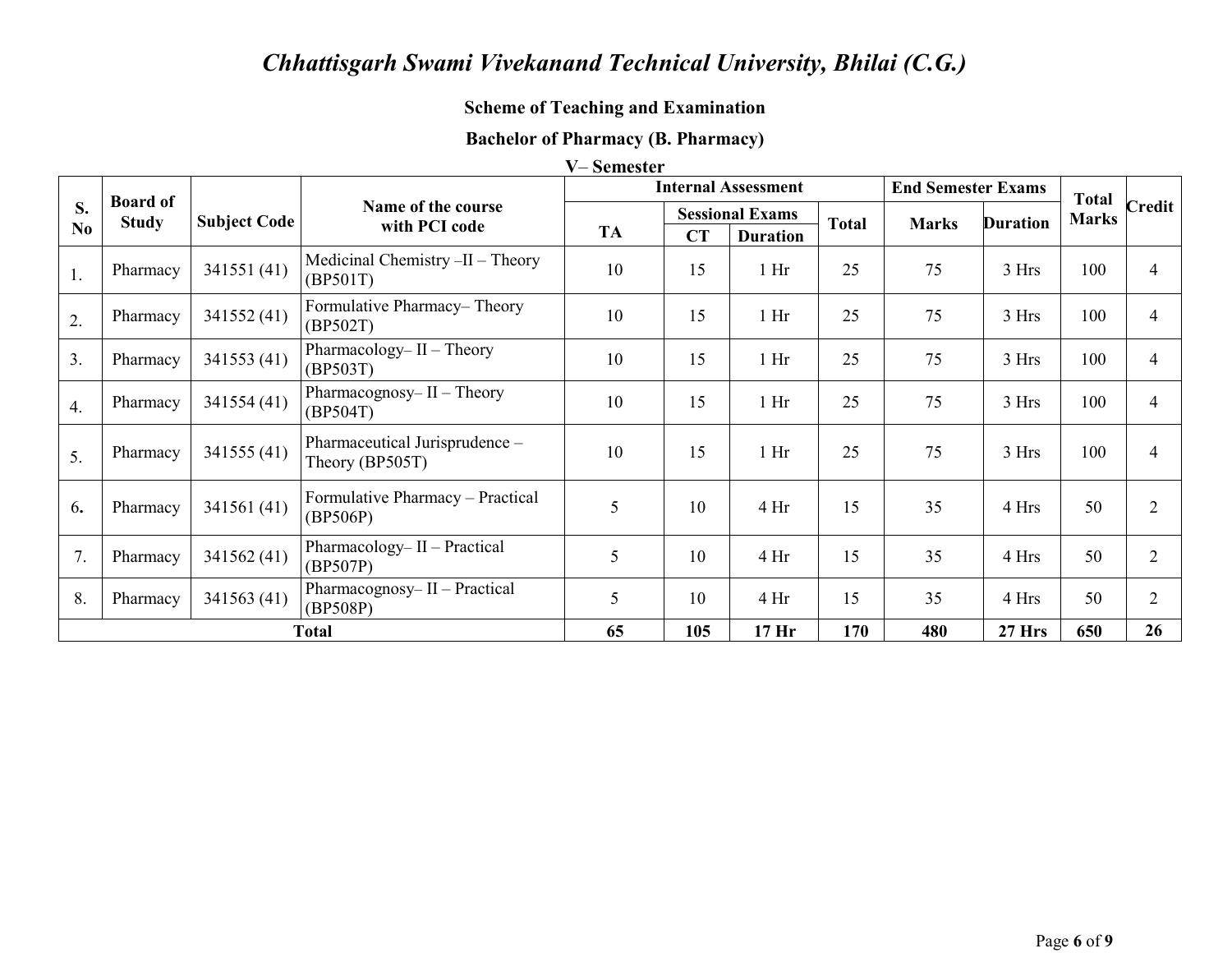# *Chhattisgarh Swami Vivekanand Technical University, Bhilai (C.G.)*

**Scheme of Teaching and Examination**

**Bachelor of Pharmacy (B. Pharmacy)**

**V– Semester**

| S. No | Board of Study | Subject Code | Name of the course with PCI code | Internal Assessment | | | | End Semester Exams | | Total Marks | Credit |
|---|---|---|---|---|---|---|---|---|---|---|---|
| | | | | TA | Sessional Exams | | Total | Marks | Duration | | |
| | | | | | CT | Duration | | | | | |
| 1. | Pharmacy | 341551 (41) | Medicinal Chemistry –II – Theory (BP501T) | 10 | 15 | 1 Hr | 25 | 75 | 3 Hrs | 100 | 4 |
| 2. | Pharmacy | 341552 (41) | Formulative Pharmacy– Theory (BP502T) | 10 | 15 | 1 Hr | 25 | 75 | 3 Hrs | 100 | 4 |
| 3. | Pharmacy | 341553 (41) | Pharmacology– II – Theory (BP503T) | 10 | 15 | 1 Hr | 25 | 75 | 3 Hrs | 100 | 4 |
| 4. | Pharmacy | 341554 (41) | Pharmacognosy– II – Theory (BP504T) | 10 | 15 | 1 Hr | 25 | 75 | 3 Hrs | 100 | 4 |
| 5. | Pharmacy | 341555 (41) | Pharmaceutical Jurisprudence – Theory (BP505T) | 10 | 15 | 1 Hr | 25 | 75 | 3 Hrs | 100 | 4 |
| 6. | Pharmacy | 341561 (41) | Formulative Pharmacy – Practical (BP506P) | 5 | 10 | 4 Hr | 15 | 35 | 4 Hrs | 50 | 2 |
| 7. | Pharmacy | 341562 (41) | Pharmacology– II – Practical (BP507P) | 5 | 10 | 4 Hr | 15 | 35 | 4 Hrs | 50 | 2 |
| 8. | Pharmacy | 341563 (41) | Pharmacognosy– II – Practical (BP508P) | 5 | 10 | 4 Hr | 15 | 35 | 4 Hrs | 50 | 2 |
| **Total** | | | | **65** | **105** | **17 Hr** | **170** | **480** | **27 Hrs** | **650** | **26** |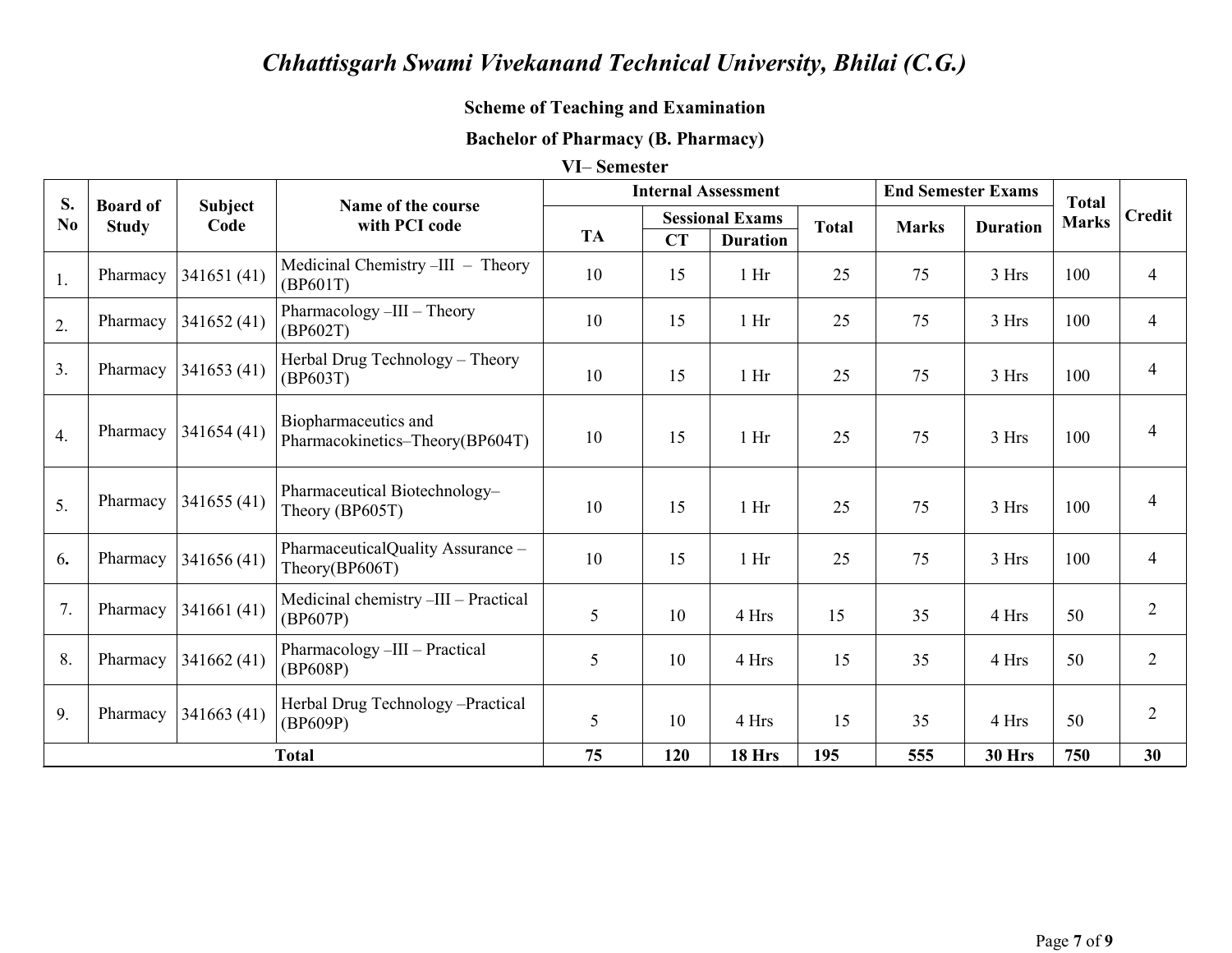# *Chhattisgarh Swami Vivekanand Technical University, Bhilai (C.G.)*

**Scheme of Teaching and Examination**

**Bachelor of Pharmacy (B. Pharmacy)**

**VI– Semester**

| S. No | Board of Study | Subject Code | Name of the course with PCI code | Internal Assessment | | | | End Semester Exams | | Total Marks | Credit |
|---|---|---|---|---|---|---|---|---|---|---|---|
| | | | | TA | Sessional Exams | | Total | Marks | Duration | | |
| | | | | | CT | Duration | | | | | |
| 1. | Pharmacy | 341651 (41) | Medicinal Chemistry –III – Theory (BP601T) | 10 | 15 | 1 Hr | 25 | 75 | 3 Hrs | 100 | 4 |
| 2. | Pharmacy | 341652 (41) | Pharmacology –III – Theory (BP602T) | 10 | 15 | 1 Hr | 25 | 75 | 3 Hrs | 100 | 4 |
| 3. | Pharmacy | 341653 (41) | Herbal Drug Technology – Theory (BP603T) | 10 | 15 | 1 Hr | 25 | 75 | 3 Hrs | 100 | 4 |
| 4. | Pharmacy | 341654 (41) | Biopharmaceutics and Pharmacokinetics–Theory(BP604T) | 10 | 15 | 1 Hr | 25 | 75 | 3 Hrs | 100 | 4 |
| 5. | Pharmacy | 341655 (41) | Pharmaceutical Biotechnology–Theory (BP605T) | 10 | 15 | 1 Hr | 25 | 75 | 3 Hrs | 100 | 4 |
| 6. | Pharmacy | 341656 (41) | PharmaceuticalQuality Assurance – Theory(BP606T) | 10 | 15 | 1 Hr | 25 | 75 | 3 Hrs | 100 | 4 |
| 7. | Pharmacy | 341661 (41) | Medicinal chemistry –III – Practical (BP607P) | 5 | 10 | 4 Hrs | 15 | 35 | 4 Hrs | 50 | 2 |
| 8. | Pharmacy | 341662 (41) | Pharmacology –III – Practical (BP608P) | 5 | 10 | 4 Hrs | 15 | 35 | 4 Hrs | 50 | 2 |
| 9. | Pharmacy | 341663 (41) | Herbal Drug Technology –Practical (BP609P) | 5 | 10 | 4 Hrs | 15 | 35 | 4 Hrs | 50 | 2 |
| **Total** | | | | **75** | **120** | **18 Hrs** | **195** | **555** | **30 Hrs** | **750** | **30** |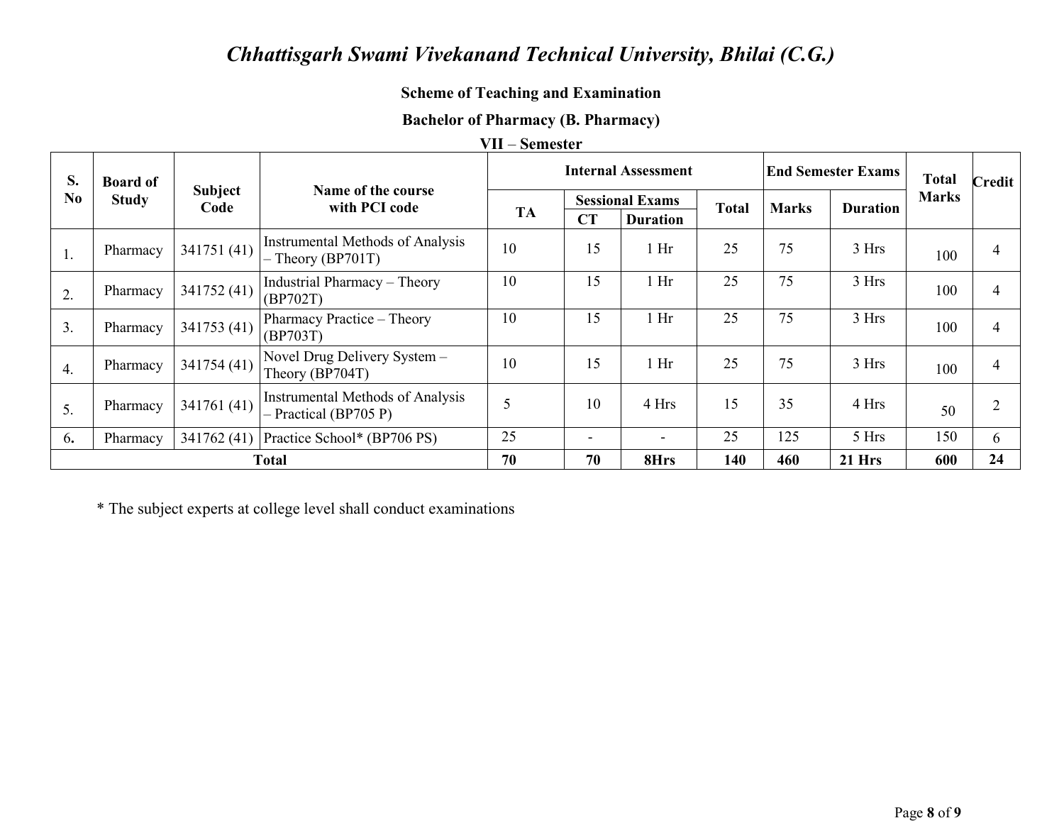# *Chhattisgarh Swami Vivekanand Technical University, Bhilai (C.G.)*

**Scheme of Teaching and Examination**

**Bachelor of Pharmacy (B. Pharmacy)**

**VII – Semester**

| S. No | Board of Study | Subject Code | Name of the course with PCI code | Internal Assessment | | | | End Semester Exams | | Total Marks | Credit |
|---|---|---|---|---|---|---|---|---|---|---|---|
| | | | | TA | Sessional Exams | | Total | Marks | Duration | | |
| | | | | | CT | Duration | | | | | |
| 1. | Pharmacy | 341751 (41) | Instrumental Methods of Analysis – Theory (BP701T) | 10 | 15 | 1 Hr | 25 | 75 | 3 Hrs | 100 | 4 |
| 2. | Pharmacy | 341752 (41) | Industrial Pharmacy – Theory (BP702T) | 10 | 15 | 1 Hr | 25 | 75 | 3 Hrs | 100 | 4 |
| 3. | Pharmacy | 341753 (41) | Pharmacy Practice – Theory (BP703T) | 10 | 15 | 1 Hr | 25 | 75 | 3 Hrs | 100 | 4 |
| 4. | Pharmacy | 341754 (41) | Novel Drug Delivery System – Theory (BP704T) | 10 | 15 | 1 Hr | 25 | 75 | 3 Hrs | 100 | 4 |
| 5. | Pharmacy | 341761 (41) | Instrumental Methods of Analysis – Practical (BP705 P) | 5 | 10 | 4 Hrs | 15 | 35 | 4 Hrs | 50 | 2 |
| 6. | Pharmacy | 341762 (41) | Practice School* (BP706 PS) | 25 | - | - | 25 | 125 | 5 Hrs | 150 | 6 |
| **Total** | | | | **70** | **70** | **8Hrs** | **140** | **460** | **21 Hrs** | **600** | **24** |

* The subject experts at college level shall conduct examinations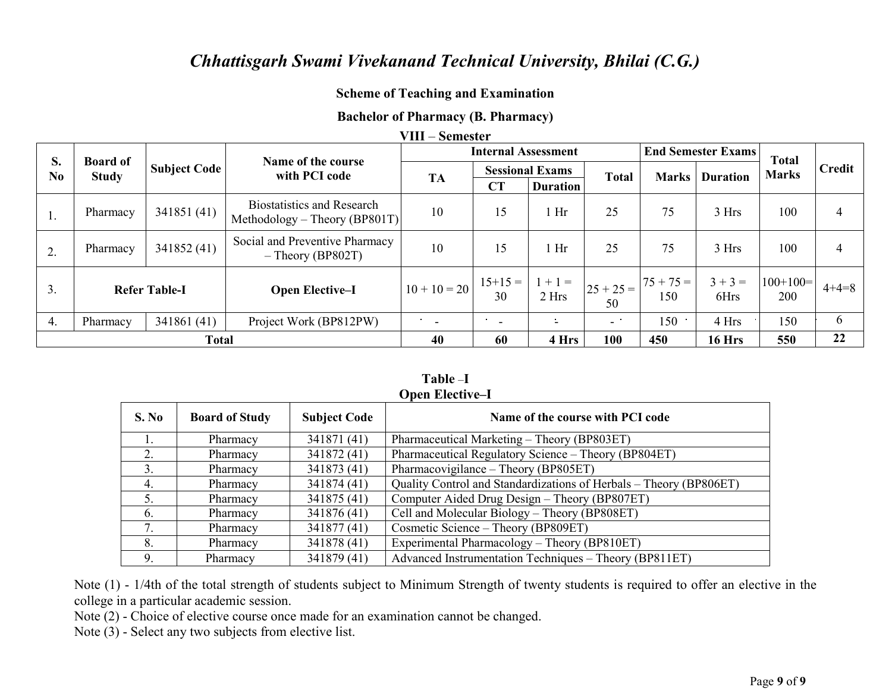# Chhattisgarh Swami Vivekanand Technical University, Bhilai (C.G.)

**Scheme of Teaching and Examination**

**Bachelor of Pharmacy (B. Pharmacy)**

**VIII – Semester**

| S. No | Board of Study | Subject Code | Name of the course with PCI code | Internal Assessment | | | | End Semester Exams | | Total Marks | Credit |
|---|---|---|---|---|---|---|---|---|---|---|---|
| | | | | TA | Sessional Exams | | Total | Marks | Duration | | |
| | | | | | CT | Duration | | | | | |
| 1. | Pharmacy | 341851 (41) | Biostatistics and Research Methodology – Theory (BP801T) | 10 | 15 | 1 Hr | 25 | 75 | 3 Hrs | 100 | 4 |
| 2. | Pharmacy | 341852 (41) | Social and Preventive Pharmacy – Theory (BP802T) | 10 | 15 | 1 Hr | 25 | 75 | 3 Hrs | 100 | 4 |
| 3. | **Refer Table-I** | | **Open Elective–I** | 10 + 10 = 20 | 15+15 = 30 | 1 + 1 = 2 Hrs | 25 + 25 = 50 | 75 + 75 = 150 | 3 + 3 = 6Hrs | 100+100= 200 | 4+4=8 |
| 4. | Pharmacy | 341861 (41) | Project Work (BP812PW) | - | - | - | - | 150 | 4 Hrs | 150 | 6 |
| **Total** | | | | **40** | **60** | **4 Hrs** | **100** | **450** | **16 Hrs** | **550** | **22** |

**Table –I**
**Open Elective–I**

| S. No | Board of Study | Subject Code | Name of the course with PCI code |
|---|---|---|---|
| 1. | Pharmacy | 341871 (41) | Pharmaceutical Marketing – Theory (BP803ET) |
| 2. | Pharmacy | 341872 (41) | Pharmaceutical Regulatory Science – Theory (BP804ET) |
| 3. | Pharmacy | 341873 (41) | Pharmacovigilance – Theory (BP805ET) |
| 4. | Pharmacy | 341874 (41) | Quality Control and Standardizations of Herbals – Theory (BP806ET) |
| 5. | Pharmacy | 341875 (41) | Computer Aided Drug Design – Theory (BP807ET) |
| 6. | Pharmacy | 341876 (41) | Cell and Molecular Biology – Theory (BP808ET) |
| 7. | Pharmacy | 341877 (41) | Cosmetic Science – Theory (BP809ET) |
| 8. | Pharmacy | 341878 (41) | Experimental Pharmacology – Theory (BP810ET) |
| 9. | Pharmacy | 341879 (41) | Advanced Instrumentation Techniques – Theory (BP811ET) |

Note (1) - 1/4th of the total strength of students subject to Minimum Strength of twenty students is required to offer an elective in the college in a particular academic session.

Note (2) - Choice of elective course once made for an examination cannot be changed.

Note (3) - Select any two subjects from elective list.